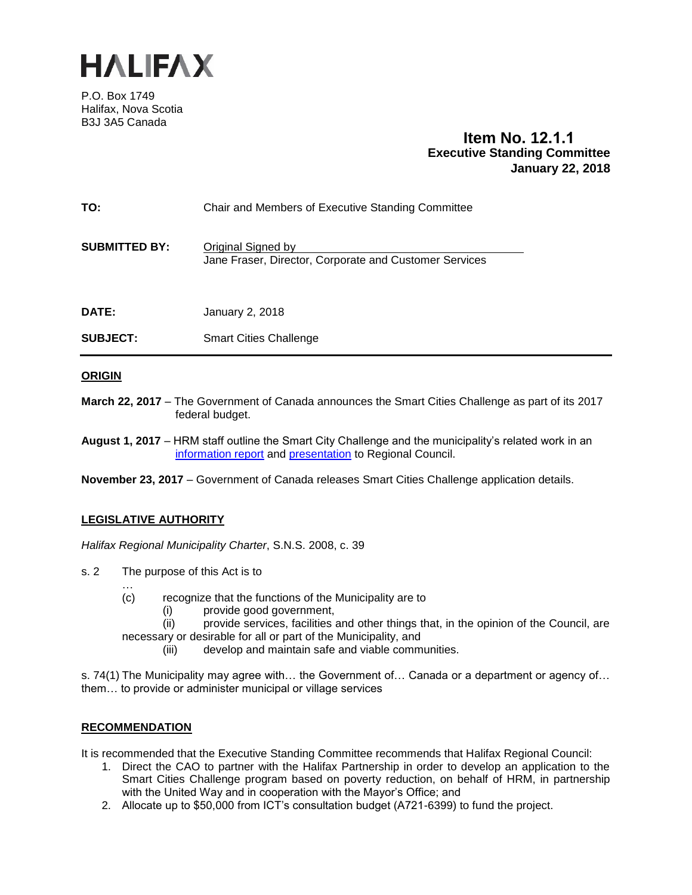# HALIFAX

P.O. Box 1749
Halifax, Nova Scotia
B3J 3A5 Canada

**Item No. 12.1.1**
**Executive Standing Committee**
**January 22, 2018**

**TO:** Chair and Members of Executive Standing Committee

**SUBMITTED BY:** Original Signed by
Jane Fraser, Director, Corporate and Customer Services

**DATE:** January 2, 2018

**SUBJECT:** Smart Cities Challenge

## ORIGIN

**March 22, 2017** – The Government of Canada announces the Smart Cities Challenge as part of its 2017 federal budget.

**August 1, 2017** – HRM staff outline the Smart City Challenge and the municipality's related work in an information report and presentation to Regional Council.

**November 23, 2017** – Government of Canada releases Smart Cities Challenge application details.

## LEGISLATIVE AUTHORITY

*Halifax Regional Municipality Charter*, S.N.S. 2008, c. 39

s. 2 The purpose of this Act is to
…
(c) recognize that the functions of the Municipality are to
(i) provide good government,
(ii) provide services, facilities and other things that, in the opinion of the Council, are necessary or desirable for all or part of the Municipality, and
(iii) develop and maintain safe and viable communities.

s. 74(1) The Municipality may agree with… the Government of… Canada or a department or agency of… them… to provide or administer municipal or village services

## RECOMMENDATION

It is recommended that the Executive Standing Committee recommends that Halifax Regional Council:

1. Direct the CAO to partner with the Halifax Partnership in order to develop an application to the Smart Cities Challenge program based on poverty reduction, on behalf of HRM, in partnership with the United Way and in cooperation with the Mayor's Office; and
2. Allocate up to $50,000 from ICT's consultation budget (A721-6399) to fund the project.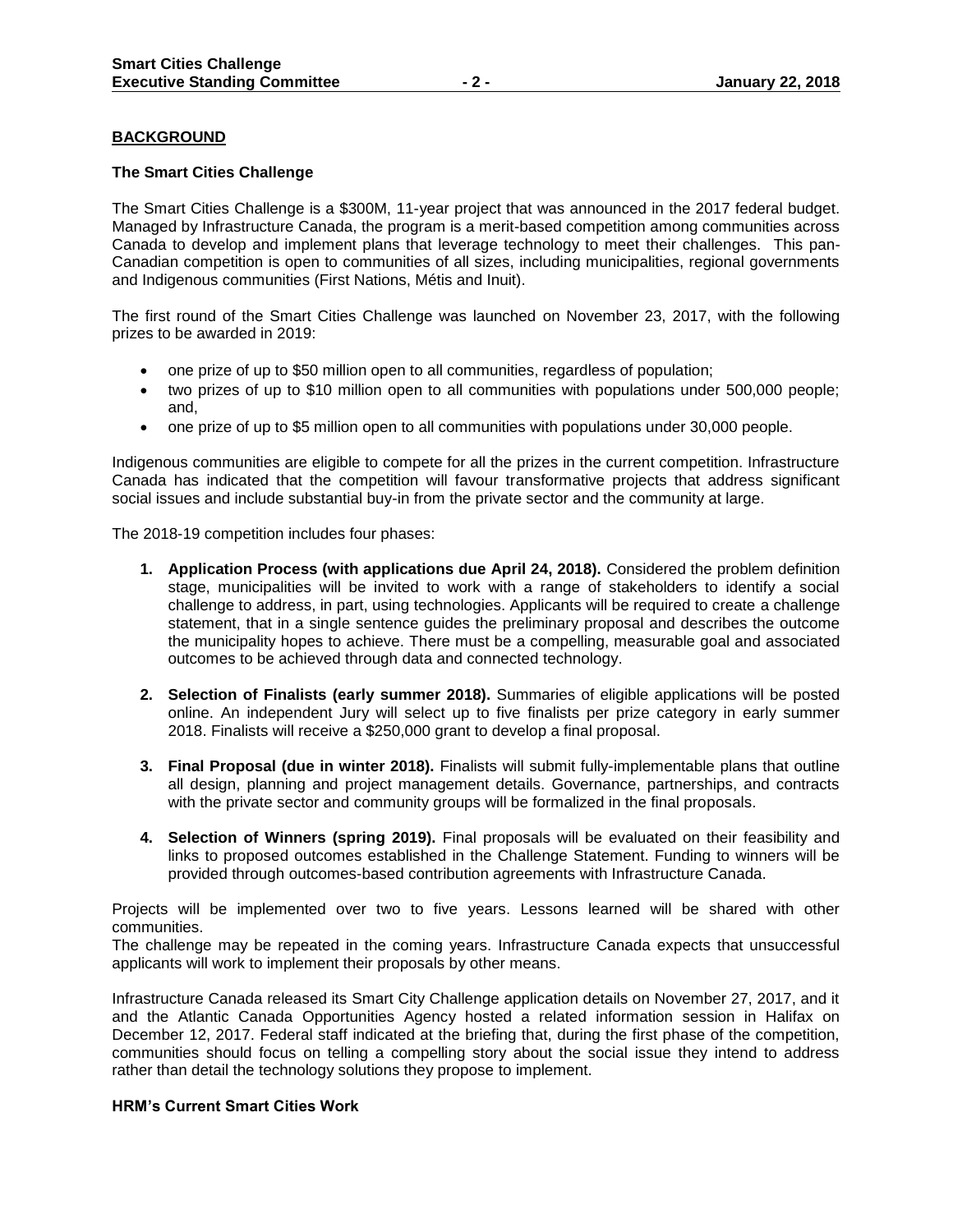## BACKGROUND

### The Smart Cities Challenge

The Smart Cities Challenge is a $300M, 11-year project that was announced in the 2017 federal budget. Managed by Infrastructure Canada, the program is a merit-based competition among communities across Canada to develop and implement plans that leverage technology to meet their challenges. This pan-Canadian competition is open to communities of all sizes, including municipalities, regional governments and Indigenous communities (First Nations, Métis and Inuit).

The first round of the Smart Cities Challenge was launched on November 23, 2017, with the following prizes to be awarded in 2019:

- one prize of up to $50 million open to all communities, regardless of population;
- two prizes of up to $10 million open to all communities with populations under 500,000 people; and,
- one prize of up to $5 million open to all communities with populations under 30,000 people.

Indigenous communities are eligible to compete for all the prizes in the current competition. Infrastructure Canada has indicated that the competition will favour transformative projects that address significant social issues and include substantial buy-in from the private sector and the community at large.

The 2018-19 competition includes four phases:

1. **Application Process (with applications due April 24, 2018).** Considered the problem definition stage, municipalities will be invited to work with a range of stakeholders to identify a social challenge to address, in part, using technologies. Applicants will be required to create a challenge statement, that in a single sentence guides the preliminary proposal and describes the outcome the municipality hopes to achieve. There must be a compelling, measurable goal and associated outcomes to be achieved through data and connected technology.

2. **Selection of Finalists (early summer 2018).** Summaries of eligible applications will be posted online. An independent Jury will select up to five finalists per prize category in early summer 2018. Finalists will receive a $250,000 grant to develop a final proposal.

3. **Final Proposal (due in winter 2018).** Finalists will submit fully-implementable plans that outline all design, planning and project management details. Governance, partnerships, and contracts with the private sector and community groups will be formalized in the final proposals.

4. **Selection of Winners (spring 2019).** Final proposals will be evaluated on their feasibility and links to proposed outcomes established in the Challenge Statement. Funding to winners will be provided through outcomes-based contribution agreements with Infrastructure Canada.

Projects will be implemented over two to five years. Lessons learned will be shared with other communities.
The challenge may be repeated in the coming years. Infrastructure Canada expects that unsuccessful applicants will work to implement their proposals by other means.

Infrastructure Canada released its Smart City Challenge application details on November 27, 2017, and it and the Atlantic Canada Opportunities Agency hosted a related information session in Halifax on December 12, 2017. Federal staff indicated at the briefing that, during the first phase of the competition, communities should focus on telling a compelling story about the social issue they intend to address rather than detail the technology solutions they propose to implement.

### HRM's Current Smart Cities Work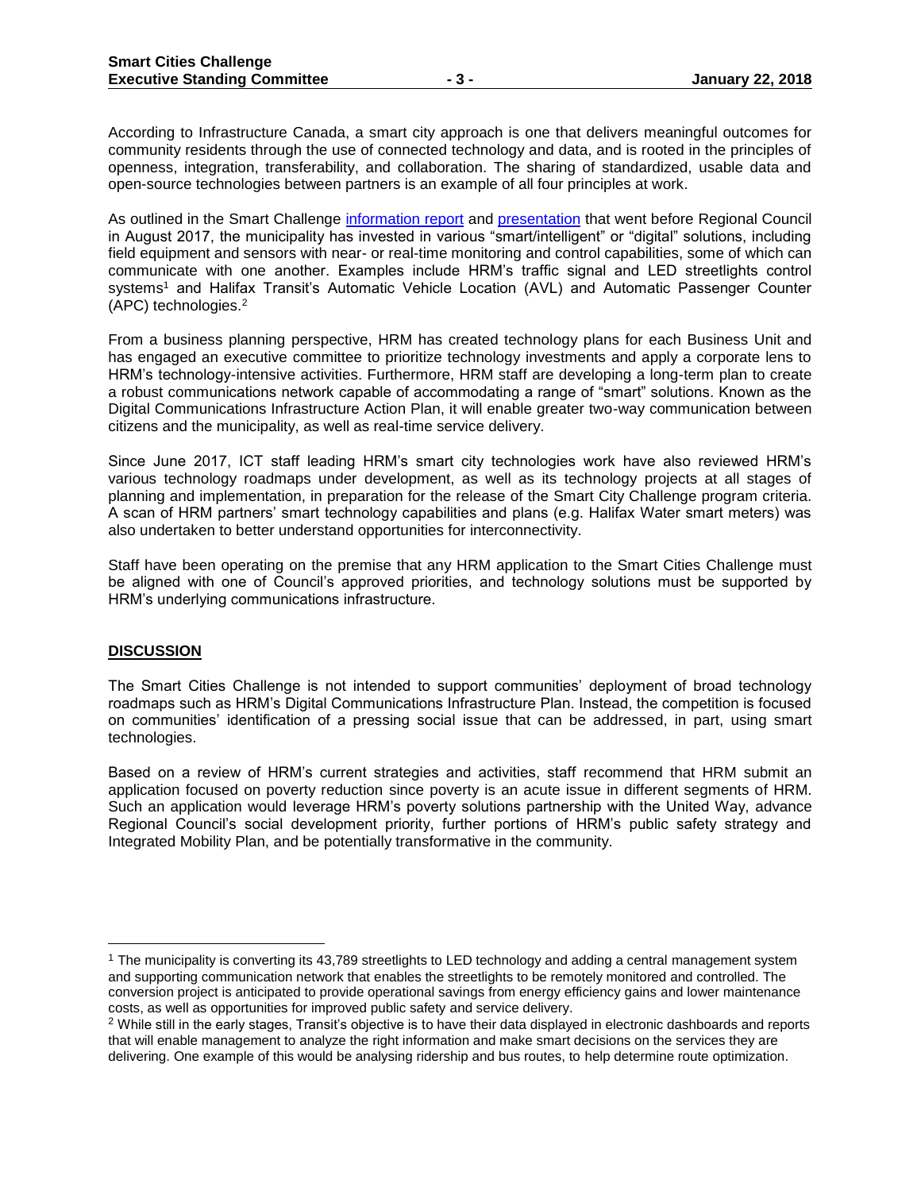According to Infrastructure Canada, a smart city approach is one that delivers meaningful outcomes for community residents through the use of connected technology and data, and is rooted in the principles of openness, integration, transferability, and collaboration. The sharing of standardized, usable data and open-source technologies between partners is an example of all four principles at work.

As outlined in the Smart Challenge information report and presentation that went before Regional Council in August 2017, the municipality has invested in various "smart/intelligent" or "digital" solutions, including field equipment and sensors with near- or real-time monitoring and control capabilities, some of which can communicate with one another. Examples include HRM's traffic signal and LED streetlights control systems[1] and Halifax Transit's Automatic Vehicle Location (AVL) and Automatic Passenger Counter (APC) technologies.[2]

From a business planning perspective, HRM has created technology plans for each Business Unit and has engaged an executive committee to prioritize technology investments and apply a corporate lens to HRM's technology-intensive activities. Furthermore, HRM staff are developing a long-term plan to create a robust communications network capable of accommodating a range of "smart" solutions. Known as the Digital Communications Infrastructure Action Plan, it will enable greater two-way communication between citizens and the municipality, as well as real-time service delivery.

Since June 2017, ICT staff leading HRM's smart city technologies work have also reviewed HRM's various technology roadmaps under development, as well as its technology projects at all stages of planning and implementation, in preparation for the release of the Smart City Challenge program criteria. A scan of HRM partners' smart technology capabilities and plans (e.g. Halifax Water smart meters) was also undertaken to better understand opportunities for interconnectivity.

Staff have been operating on the premise that any HRM application to the Smart Cities Challenge must be aligned with one of Council's approved priorities, and technology solutions must be supported by HRM's underlying communications infrastructure.

## DISCUSSION

The Smart Cities Challenge is not intended to support communities' deployment of broad technology roadmaps such as HRM's Digital Communications Infrastructure Plan. Instead, the competition is focused on communities' identification of a pressing social issue that can be addressed, in part, using smart technologies.

Based on a review of HRM's current strategies and activities, staff recommend that HRM submit an application focused on poverty reduction since poverty is an acute issue in different segments of HRM. Such an application would leverage HRM's poverty solutions partnership with the United Way, advance Regional Council's social development priority, further portions of HRM's public safety strategy and Integrated Mobility Plan, and be potentially transformative in the community.

---

[1] The municipality is converting its 43,789 streetlights to LED technology and adding a central management system and supporting communication network that enables the streetlights to be remotely monitored and controlled. The conversion project is anticipated to provide operational savings from energy efficiency gains and lower maintenance costs, as well as opportunities for improved public safety and service delivery.

[2] While still in the early stages, Transit's objective is to have their data displayed in electronic dashboards and reports that will enable management to analyze the right information and make smart decisions on the services they are delivering. One example of this would be analysing ridership and bus routes, to help determine route optimization.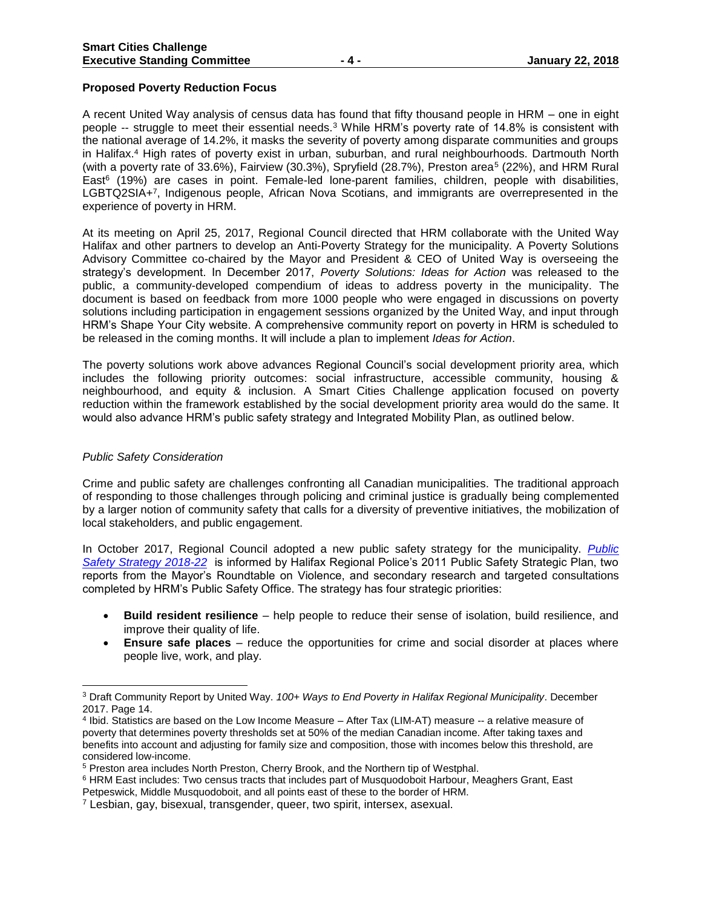**Proposed Poverty Reduction Focus**

A recent United Way analysis of census data has found that fifty thousand people in HRM – one in eight people -- struggle to meet their essential needs.[3] While HRM's poverty rate of 14.8% is consistent with the national average of 14.2%, it masks the severity of poverty among disparate communities and groups in Halifax.[4] High rates of poverty exist in urban, suburban, and rural neighbourhoods. Dartmouth North (with a poverty rate of 33.6%), Fairview (30.3%), Spryfield (28.7%), Preston area[5] (22%), and HRM Rural East[6] (19%) are cases in point. Female-led lone-parent families, children, people with disabilities, LGBTQ2SIA+[7], Indigenous people, African Nova Scotians, and immigrants are overrepresented in the experience of poverty in HRM.

At its meeting on April 25, 2017, Regional Council directed that HRM collaborate with the United Way Halifax and other partners to develop an Anti-Poverty Strategy for the municipality. A Poverty Solutions Advisory Committee co-chaired by the Mayor and President & CEO of United Way is overseeing the strategy's development. In December 2017, *Poverty Solutions: Ideas for Action* was released to the public, a community-developed compendium of ideas to address poverty in the municipality. The document is based on feedback from more 1000 people who were engaged in discussions on poverty solutions including participation in engagement sessions organized by the United Way, and input through HRM's Shape Your City website. A comprehensive community report on poverty in HRM is scheduled to be released in the coming months. It will include a plan to implement *Ideas for Action*.

The poverty solutions work above advances Regional Council's social development priority area, which includes the following priority outcomes: social infrastructure, accessible community, housing & neighbourhood, and equity & inclusion. A Smart Cities Challenge application focused on poverty reduction within the framework established by the social development priority area would do the same. It would also advance HRM's public safety strategy and Integrated Mobility Plan, as outlined below.

*Public Safety Consideration*

Crime and public safety are challenges confronting all Canadian municipalities. The traditional approach of responding to those challenges through policing and criminal justice is gradually being complemented by a larger notion of community safety that calls for a diversity of preventive initiatives, the mobilization of local stakeholders, and public engagement.

In October 2017, Regional Council adopted a new public safety strategy for the municipality. *Public Safety Strategy 2018-22* is informed by Halifax Regional Police's 2011 Public Safety Strategic Plan, two reports from the Mayor's Roundtable on Violence, and secondary research and targeted consultations completed by HRM's Public Safety Office. The strategy has four strategic priorities:

- **Build resident resilience** – help people to reduce their sense of isolation, build resilience, and improve their quality of life.
- **Ensure safe places** – reduce the opportunities for crime and social disorder at places where people live, work, and play.

---

[3] Draft Community Report by United Way. *100+ Ways to End Poverty in Halifax Regional Municipality*. December 2017. Page 14.

[4] Ibid. Statistics are based on the Low Income Measure – After Tax (LIM-AT) measure -- a relative measure of poverty that determines poverty thresholds set at 50% of the median Canadian income. After taking taxes and benefits into account and adjusting for family size and composition, those with incomes below this threshold, are considered low-income.

[5] Preston area includes North Preston, Cherry Brook, and the Northern tip of Westphal.

[6] HRM East includes: Two census tracts that includes part of Musquodoboit Harbour, Meaghers Grant, East Petpeswick, Middle Musquodoboit, and all points east of these to the border of HRM.

[7] Lesbian, gay, bisexual, transgender, queer, two spirit, intersex, asexual.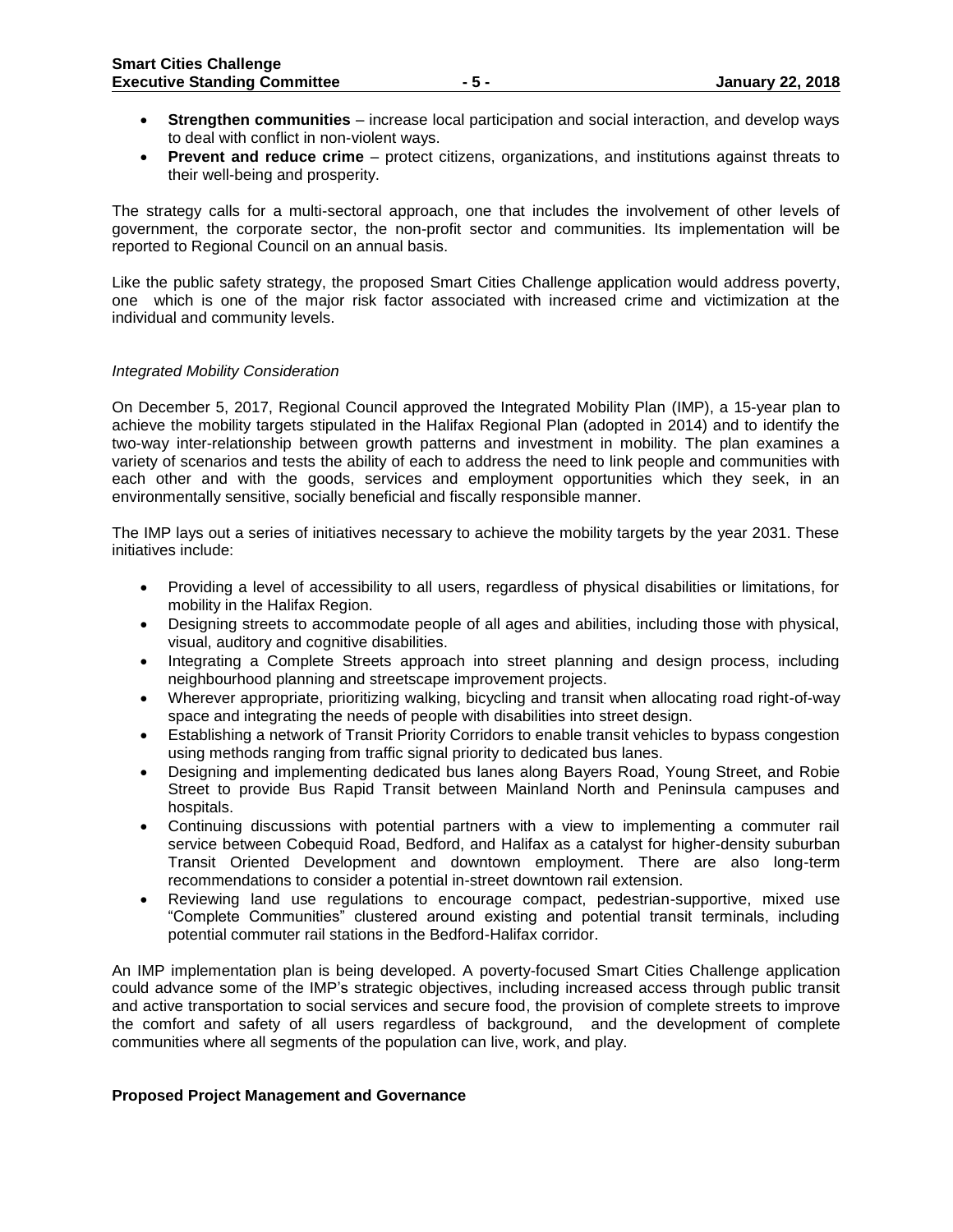- **Strengthen communities** – increase local participation and social interaction, and develop ways to deal with conflict in non-violent ways.
- **Prevent and reduce crime** – protect citizens, organizations, and institutions against threats to their well-being and prosperity.

The strategy calls for a multi-sectoral approach, one that includes the involvement of other levels of government, the corporate sector, the non-profit sector and communities. Its implementation will be reported to Regional Council on an annual basis.

Like the public safety strategy, the proposed Smart Cities Challenge application would address poverty, one which is one of the major risk factor associated with increased crime and victimization at the individual and community levels.

*Integrated Mobility Consideration*

On December 5, 2017, Regional Council approved the Integrated Mobility Plan (IMP), a 15-year plan to achieve the mobility targets stipulated in the Halifax Regional Plan (adopted in 2014) and to identify the two-way inter-relationship between growth patterns and investment in mobility. The plan examines a variety of scenarios and tests the ability of each to address the need to link people and communities with each other and with the goods, services and employment opportunities which they seek, in an environmentally sensitive, socially beneficial and fiscally responsible manner.

The IMP lays out a series of initiatives necessary to achieve the mobility targets by the year 2031. These initiatives include:

- Providing a level of accessibility to all users, regardless of physical disabilities or limitations, for mobility in the Halifax Region.
- Designing streets to accommodate people of all ages and abilities, including those with physical, visual, auditory and cognitive disabilities.
- Integrating a Complete Streets approach into street planning and design process, including neighbourhood planning and streetscape improvement projects.
- Wherever appropriate, prioritizing walking, bicycling and transit when allocating road right-of-way space and integrating the needs of people with disabilities into street design.
- Establishing a network of Transit Priority Corridors to enable transit vehicles to bypass congestion using methods ranging from traffic signal priority to dedicated bus lanes.
- Designing and implementing dedicated bus lanes along Bayers Road, Young Street, and Robie Street to provide Bus Rapid Transit between Mainland North and Peninsula campuses and hospitals.
- Continuing discussions with potential partners with a view to implementing a commuter rail service between Cobequid Road, Bedford, and Halifax as a catalyst for higher-density suburban Transit Oriented Development and downtown employment. There are also long-term recommendations to consider a potential in-street downtown rail extension.
- Reviewing land use regulations to encourage compact, pedestrian-supportive, mixed use "Complete Communities" clustered around existing and potential transit terminals, including potential commuter rail stations in the Bedford-Halifax corridor.

An IMP implementation plan is being developed. A poverty-focused Smart Cities Challenge application could advance some of the IMP's strategic objectives, including increased access through public transit and active transportation to social services and secure food, the provision of complete streets to improve the comfort and safety of all users regardless of background, and the development of complete communities where all segments of the population can live, work, and play.

**Proposed Project Management and Governance**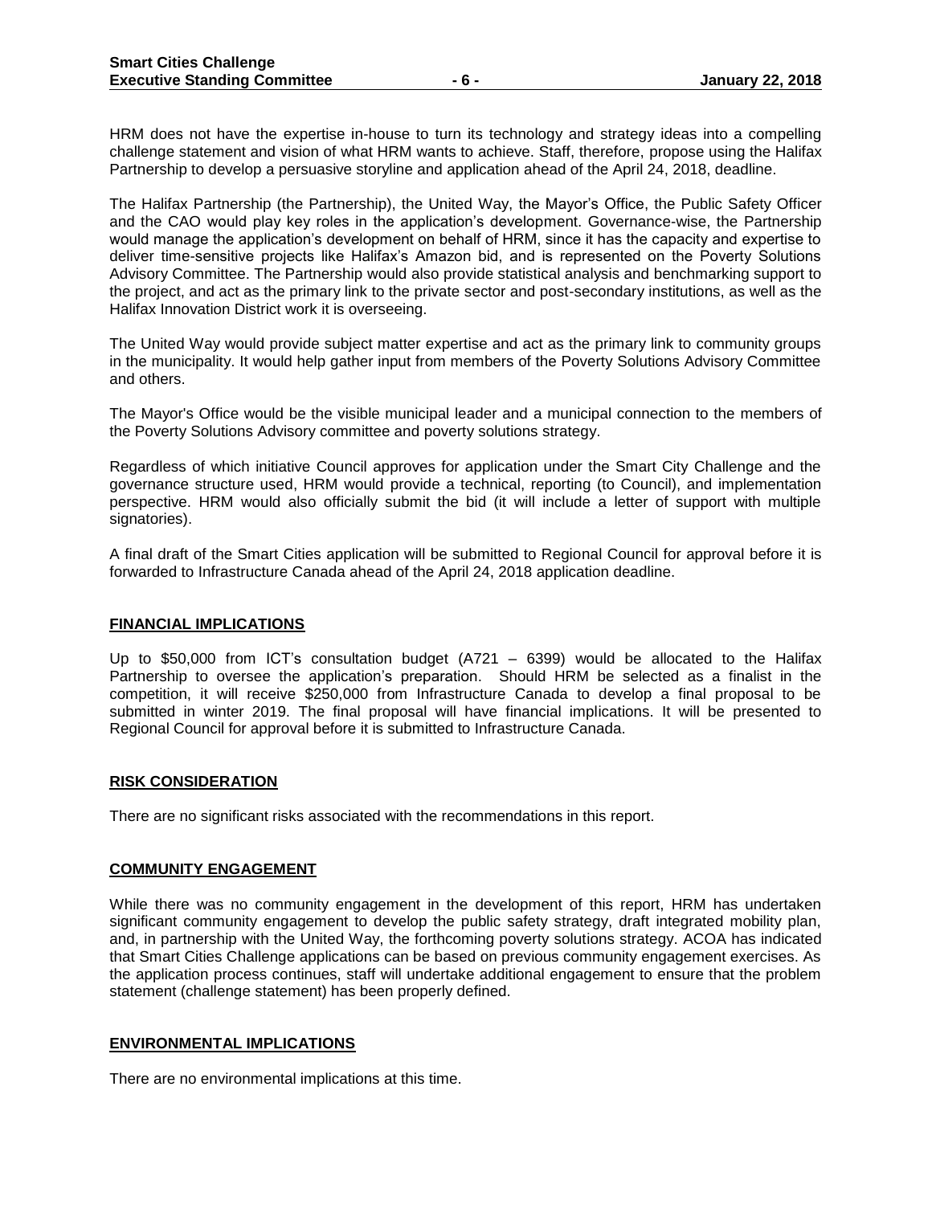HRM does not have the expertise in-house to turn its technology and strategy ideas into a compelling challenge statement and vision of what HRM wants to achieve. Staff, therefore, propose using the Halifax Partnership to develop a persuasive storyline and application ahead of the April 24, 2018, deadline.

The Halifax Partnership (the Partnership), the United Way, the Mayor's Office, the Public Safety Officer and the CAO would play key roles in the application's development. Governance-wise, the Partnership would manage the application's development on behalf of HRM, since it has the capacity and expertise to deliver time-sensitive projects like Halifax's Amazon bid, and is represented on the Poverty Solutions Advisory Committee. The Partnership would also provide statistical analysis and benchmarking support to the project, and act as the primary link to the private sector and post-secondary institutions, as well as the Halifax Innovation District work it is overseeing.

The United Way would provide subject matter expertise and act as the primary link to community groups in the municipality. It would help gather input from members of the Poverty Solutions Advisory Committee and others.

The Mayor's Office would be the visible municipal leader and a municipal connection to the members of the Poverty Solutions Advisory committee and poverty solutions strategy.

Regardless of which initiative Council approves for application under the Smart City Challenge and the governance structure used, HRM would provide a technical, reporting (to Council), and implementation perspective. HRM would also officially submit the bid (it will include a letter of support with multiple signatories).

A final draft of the Smart Cities application will be submitted to Regional Council for approval before it is forwarded to Infrastructure Canada ahead of the April 24, 2018 application deadline.

## FINANCIAL IMPLICATIONS

Up to $50,000 from ICT's consultation budget (A721 – 6399) would be allocated to the Halifax Partnership to oversee the application's preparation. Should HRM be selected as a finalist in the competition, it will receive $250,000 from Infrastructure Canada to develop a final proposal to be submitted in winter 2019. The final proposal will have financial implications. It will be presented to Regional Council for approval before it is submitted to Infrastructure Canada.

## RISK CONSIDERATION

There are no significant risks associated with the recommendations in this report.

## COMMUNITY ENGAGEMENT

While there was no community engagement in the development of this report, HRM has undertaken significant community engagement to develop the public safety strategy, draft integrated mobility plan, and, in partnership with the United Way, the forthcoming poverty solutions strategy. ACOA has indicated that Smart Cities Challenge applications can be based on previous community engagement exercises. As the application process continues, staff will undertake additional engagement to ensure that the problem statement (challenge statement) has been properly defined.

## ENVIRONMENTAL IMPLICATIONS

There are no environmental implications at this time.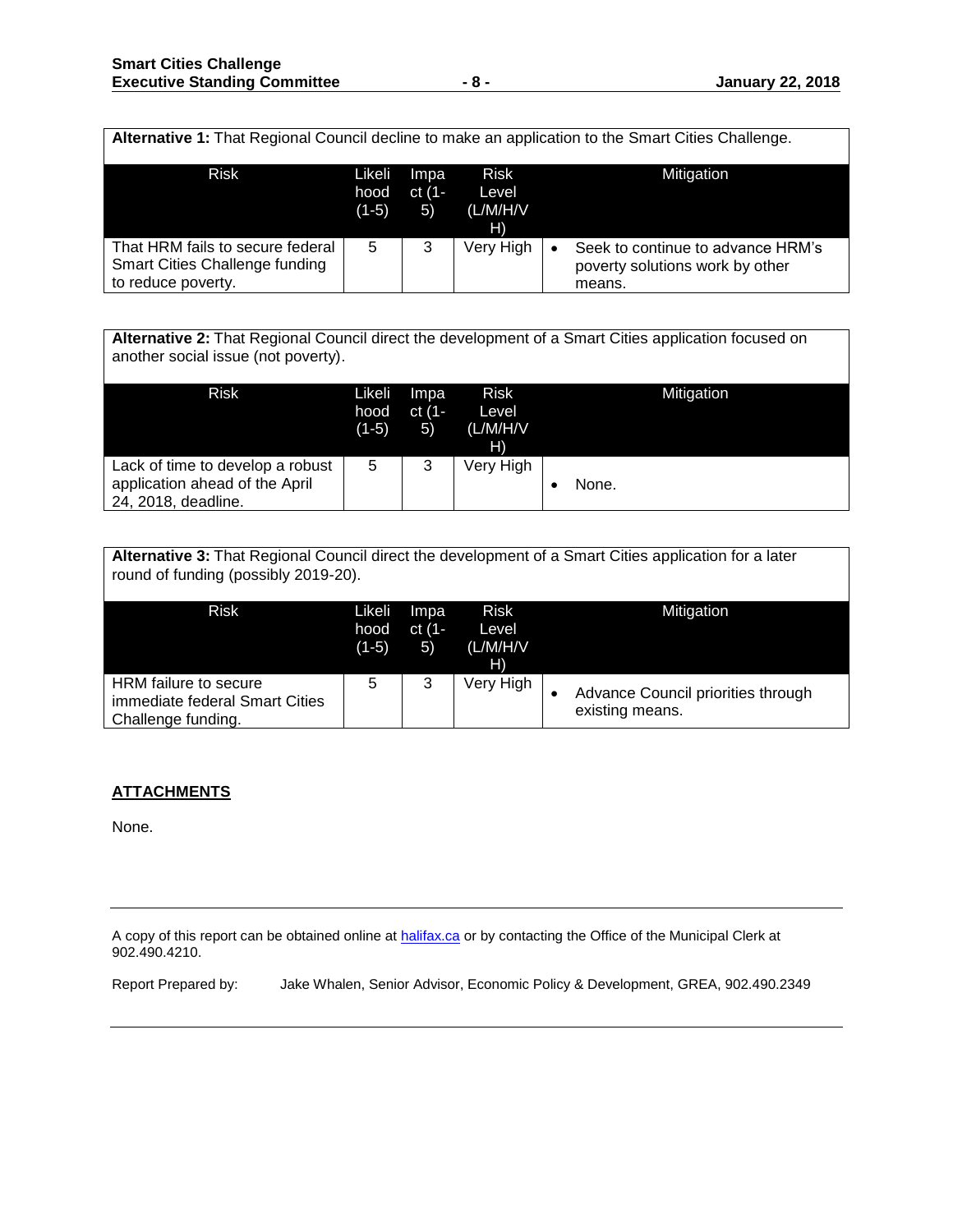| **Alternative 1:** That Regional Council decline to make an application to the Smart Cities Challenge. | | | | |
|---|---|---|---|---|
| Risk | Likelihood (1-5) | Impact (1-5) | Risk Level (L/M/H/VH) | Mitigation |
| That HRM fails to secure federal Smart Cities Challenge funding to reduce poverty. | 5 | 3 | Very High | • Seek to continue to advance HRM's poverty solutions work by other means. |

| **Alternative 2:** That Regional Council direct the development of a Smart Cities application focused on another social issue (not poverty). | | | | |
|---|---|---|---|---|
| Risk | Likelihood (1-5) | Impact (1-5) | Risk Level (L/M/H/VH) | Mitigation |
| Lack of time to develop a robust application ahead of the April 24, 2018, deadline. | 5 | 3 | Very High | • None. |

| **Alternative 3:** That Regional Council direct the development of a Smart Cities application for a later round of funding (possibly 2019-20). | | | | |
|---|---|---|---|---|
| Risk | Likelihood (1-5) | Impact (1-5) | Risk Level (L/M/H/VH) | Mitigation |
| HRM failure to secure immediate federal Smart Cities Challenge funding. | 5 | 3 | Very High | • Advance Council priorities through existing means. |

## ATTACHMENTS

None.

---

A copy of this report can be obtained online at [halifax.ca](halifax.ca) or by contacting the Office of the Municipal Clerk at 902.490.4210.

Report Prepared by: Jake Whalen, Senior Advisor, Economic Policy & Development, GREA, 902.490.2349

---